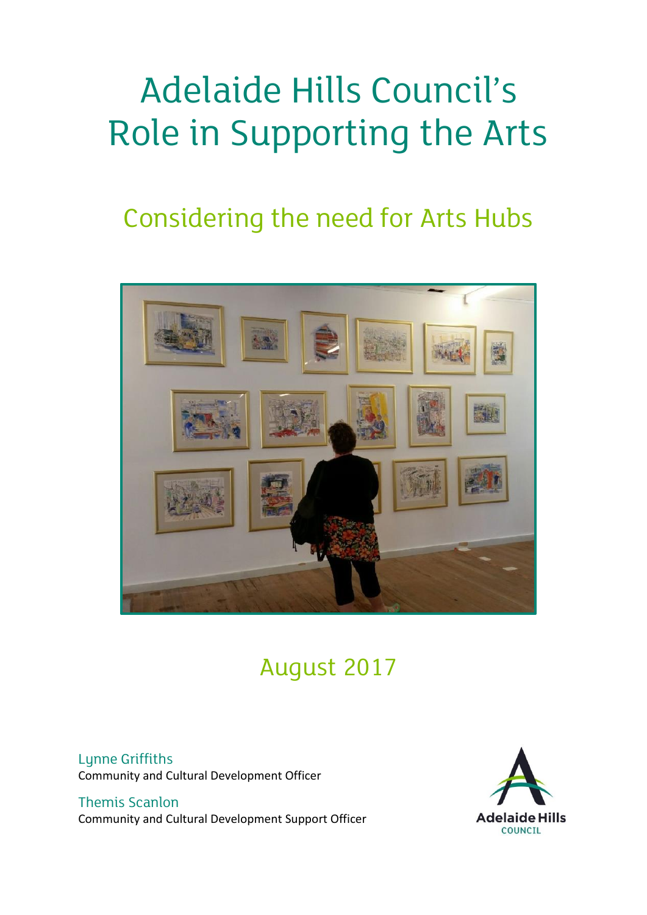# Adelaide Hills Council's Role in Supporting the Arts

## Considering the need for Arts Hubs

August 2017

Lynne Griffiths
Community and Cultural Development Officer

Themis Scanlon
Community and Cultural Development Support Officer

Adelaide Hills
COUNCIL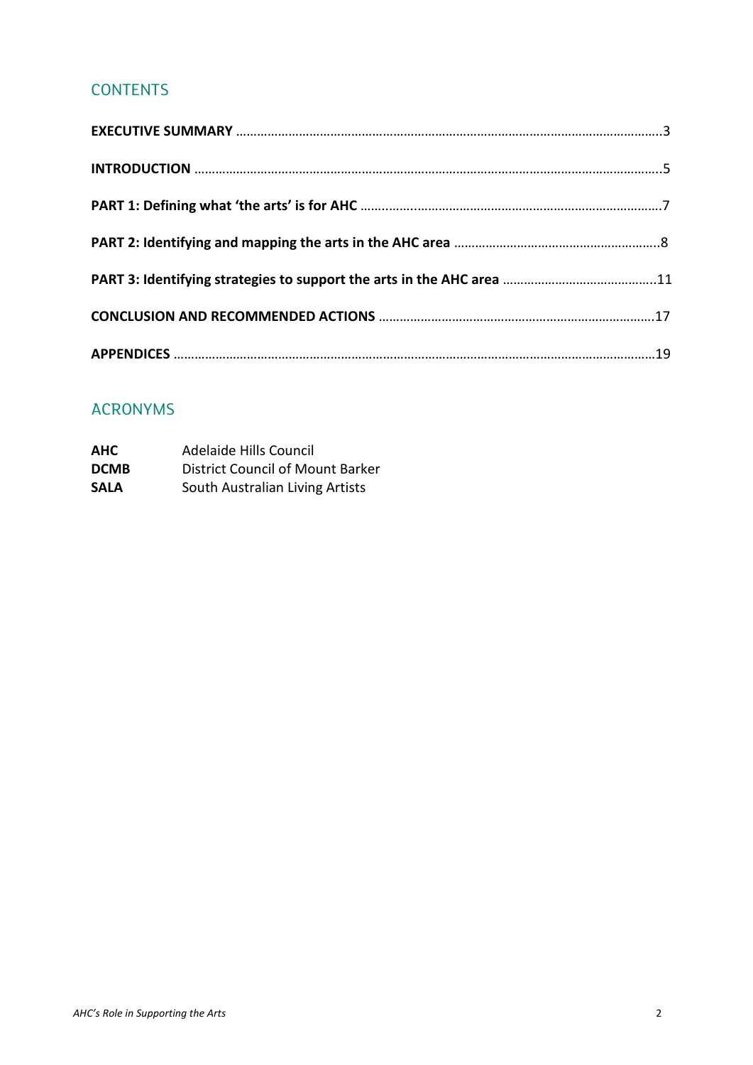## CONTENTS

**EXECUTIVE SUMMARY** ........................................................................................................3

**INTRODUCTION** ..............................................................................................................5

**PART 1: Defining what 'the arts' is for AHC** ..................................................................7

**PART 2: Identifying and mapping the arts in the AHC area** ...........................................8

**PART 3: Identifying strategies to support the arts in the AHC area** ..............................11

**CONCLUSION AND RECOMMENDED ACTIONS** .........................................................17

**APPENDICES** ...................................................................................................................19

## ACRONYMS

| | |
|---|---|
| **AHC** | Adelaide Hills Council |
| **DCMB** | District Council of Mount Barker |
| **SALA** | South Australian Living Artists |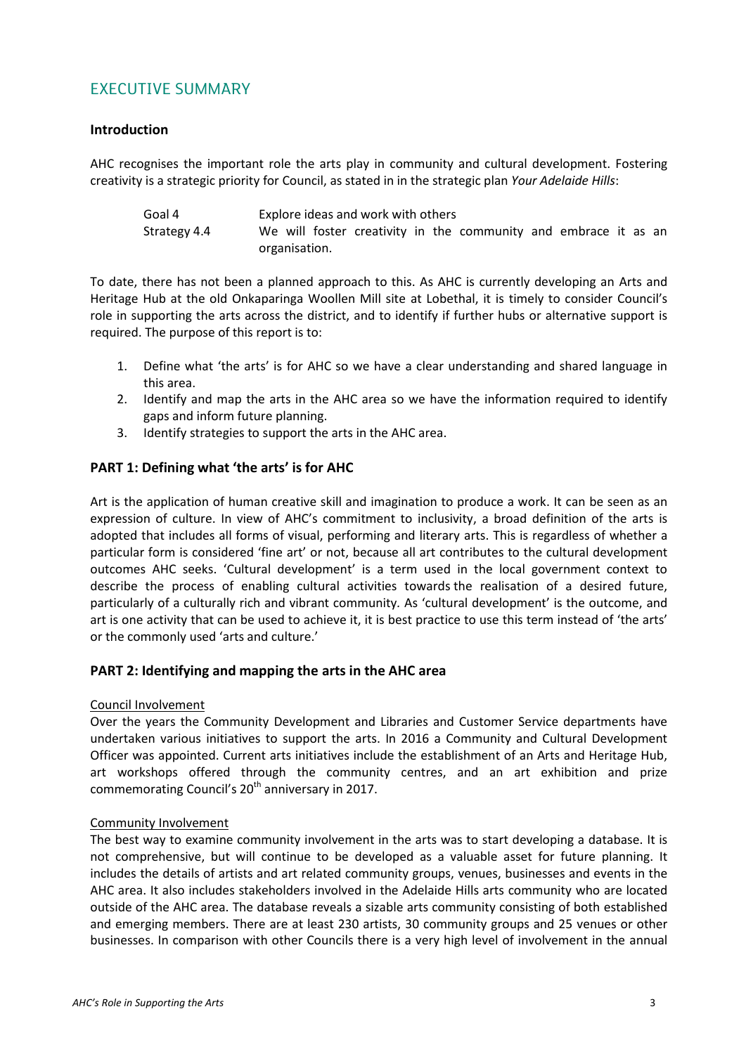# EXECUTIVE SUMMARY

### Introduction

AHC recognises the important role the arts play in community and cultural development. Fostering creativity is a strategic priority for Council, as stated in in the strategic plan *Your Adelaide Hills*:

| | |
|---|---|
| Goal 4 | Explore ideas and work with others |
| Strategy 4.4 | We will foster creativity in the community and embrace it as an organisation. |

To date, there has not been a planned approach to this. As AHC is currently developing an Arts and Heritage Hub at the old Onkaparinga Woollen Mill site at Lobethal, it is timely to consider Council's role in supporting the arts across the district, and to identify if further hubs or alternative support is required. The purpose of this report is to:

1. Define what 'the arts' is for AHC so we have a clear understanding and shared language in this area.
2. Identify and map the arts in the AHC area so we have the information required to identify gaps and inform future planning.
3. Identify strategies to support the arts in the AHC area.

### PART 1: Defining what 'the arts' is for AHC

Art is the application of human creative skill and imagination to produce a work. It can be seen as an expression of culture. In view of AHC's commitment to inclusivity, a broad definition of the arts is adopted that includes all forms of visual, performing and literary arts. This is regardless of whether a particular form is considered 'fine art' or not, because all art contributes to the cultural development outcomes AHC seeks. 'Cultural development' is a term used in the local government context to describe the process of enabling cultural activities towards the realisation of a desired future, particularly of a culturally rich and vibrant community. As 'cultural development' is the outcome, and art is one activity that can be used to achieve it, it is best practice to use this term instead of 'the arts' or the commonly used 'arts and culture.'

### PART 2: Identifying and mapping the arts in the AHC area

<u>Council Involvement</u>

Over the years the Community Development and Libraries and Customer Service departments have undertaken various initiatives to support the arts. In 2016 a Community and Cultural Development Officer was appointed. Current arts initiatives include the establishment of an Arts and Heritage Hub, art workshops offered through the community centres, and an art exhibition and prize commemorating Council's 20th anniversary in 2017.

<u>Community Involvement</u>

The best way to examine community involvement in the arts was to start developing a database. It is not comprehensive, but will continue to be developed as a valuable asset for future planning. It includes the details of artists and art related community groups, venues, businesses and events in the AHC area. It also includes stakeholders involved in the Adelaide Hills arts community who are located outside of the AHC area. The database reveals a sizable arts community consisting of both established and emerging members. There are at least 230 artists, 30 community groups and 25 venues or other businesses. In comparison with other Councils there is a very high level of involvement in the annual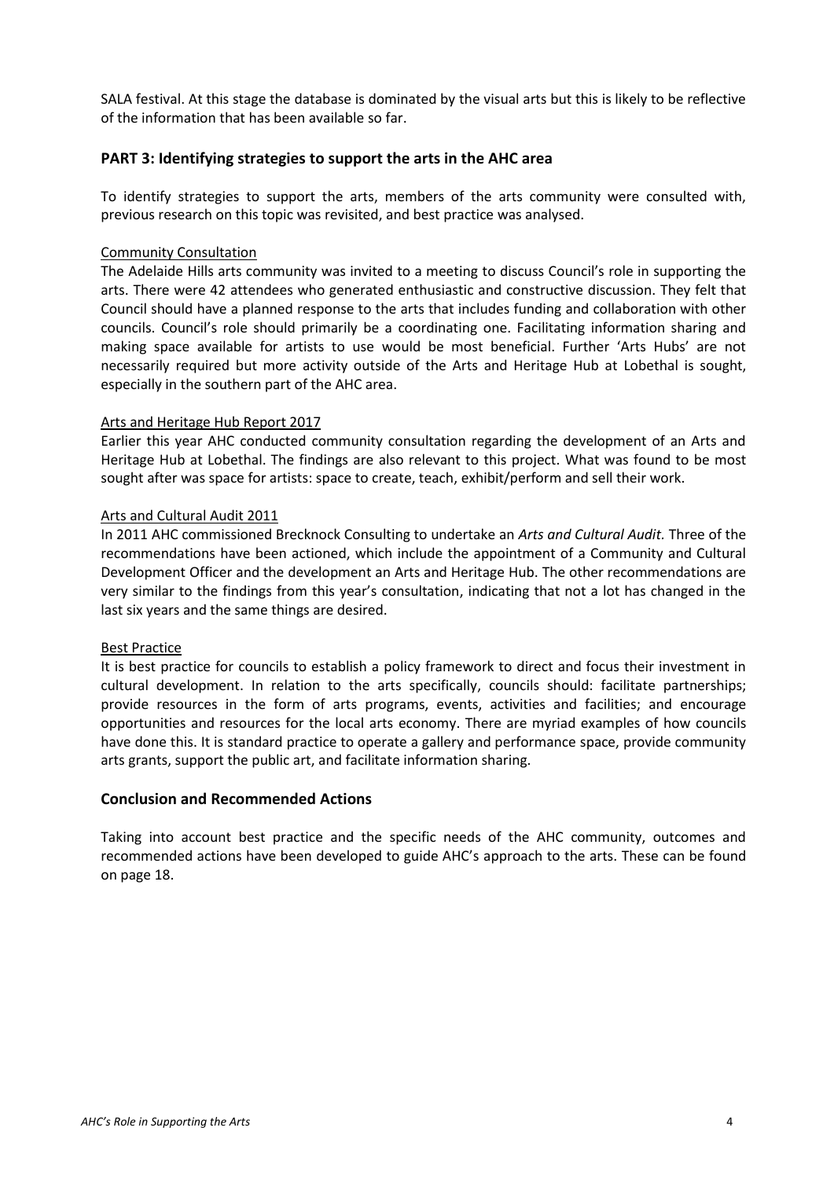SALA festival. At this stage the database is dominated by the visual arts but this is likely to be reflective of the information that has been available so far.

## PART 3: Identifying strategies to support the arts in the AHC area

To identify strategies to support the arts, members of the arts community were consulted with, previous research on this topic was revisited, and best practice was analysed.

### Community Consultation

The Adelaide Hills arts community was invited to a meeting to discuss Council's role in supporting the arts. There were 42 attendees who generated enthusiastic and constructive discussion. They felt that Council should have a planned response to the arts that includes funding and collaboration with other councils. Council's role should primarily be a coordinating one. Facilitating information sharing and making space available for artists to use would be most beneficial. Further 'Arts Hubs' are not necessarily required but more activity outside of the Arts and Heritage Hub at Lobethal is sought, especially in the southern part of the AHC area.

### Arts and Heritage Hub Report 2017

Earlier this year AHC conducted community consultation regarding the development of an Arts and Heritage Hub at Lobethal. The findings are also relevant to this project. What was found to be most sought after was space for artists: space to create, teach, exhibit/perform and sell their work.

### Arts and Cultural Audit 2011

In 2011 AHC commissioned Brecknock Consulting to undertake an *Arts and Cultural Audit.* Three of the recommendations have been actioned, which include the appointment of a Community and Cultural Development Officer and the development an Arts and Heritage Hub. The other recommendations are very similar to the findings from this year's consultation, indicating that not a lot has changed in the last six years and the same things are desired.

### Best Practice

It is best practice for councils to establish a policy framework to direct and focus their investment in cultural development. In relation to the arts specifically, councils should: facilitate partnerships; provide resources in the form of arts programs, events, activities and facilities; and encourage opportunities and resources for the local arts economy. There are myriad examples of how councils have done this. It is standard practice to operate a gallery and performance space, provide community arts grants, support the public art, and facilitate information sharing.

## Conclusion and Recommended Actions

Taking into account best practice and the specific needs of the AHC community, outcomes and recommended actions have been developed to guide AHC's approach to the arts. These can be found on page 18.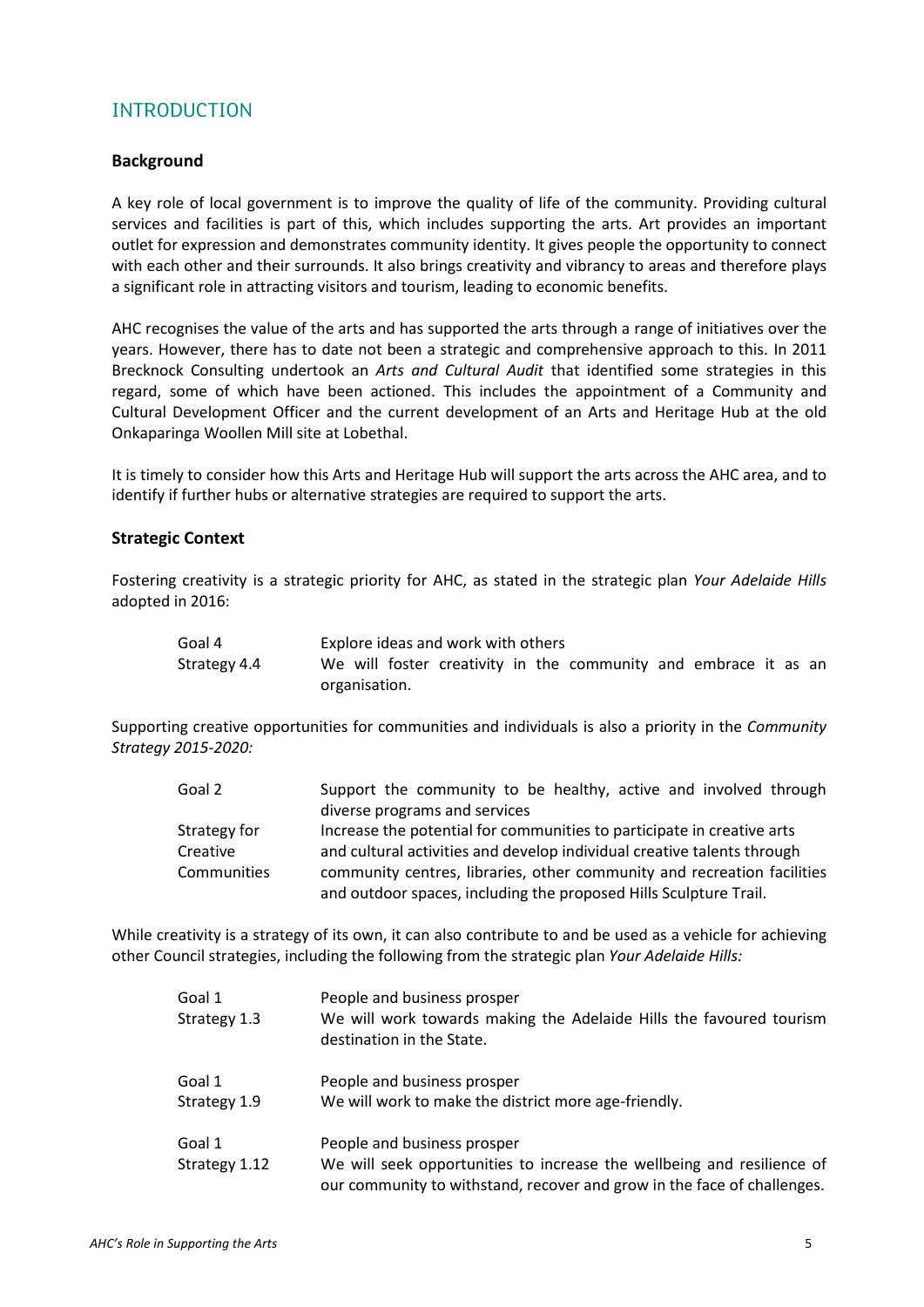# INTRODUCTION

## Background

A key role of local government is to improve the quality of life of the community. Providing cultural services and facilities is part of this, which includes supporting the arts. Art provides an important outlet for expression and demonstrates community identity. It gives people the opportunity to connect with each other and their surrounds. It also brings creativity and vibrancy to areas and therefore plays a significant role in attracting visitors and tourism, leading to economic benefits.

AHC recognises the value of the arts and has supported the arts through a range of initiatives over the years. However, there has to date not been a strategic and comprehensive approach to this. In 2011 Brecknock Consulting undertook an *Arts and Cultural Audit* that identified some strategies in this regard, some of which have been actioned. This includes the appointment of a Community and Cultural Development Officer and the current development of an Arts and Heritage Hub at the old Onkaparinga Woollen Mill site at Lobethal.

It is timely to consider how this Arts and Heritage Hub will support the arts across the AHC area, and to identify if further hubs or alternative strategies are required to support the arts.

## Strategic Context

Fostering creativity is a strategic priority for AHC, as stated in the strategic plan *Your Adelaide Hills* adopted in 2016:

| | |
|---|---|
| Goal 4 | Explore ideas and work with others |
| Strategy 4.4 | We will foster creativity in the community and embrace it as an organisation. |

Supporting creative opportunities for communities and individuals is also a priority in the *Community Strategy 2015-2020:*

| | |
|---|---|
| Goal 2 | Support the community to be healthy, active and involved through diverse programs and services |
| Strategy for Creative Communities | Increase the potential for communities to participate in creative arts and cultural activities and develop individual creative talents through community centres, libraries, other community and recreation facilities and outdoor spaces, including the proposed Hills Sculpture Trail. |

While creativity is a strategy of its own, it can also contribute to and be used as a vehicle for achieving other Council strategies, including the following from the strategic plan *Your Adelaide Hills:*

| | |
|---|---|
| Goal 1 | People and business prosper |
| Strategy 1.3 | We will work towards making the Adelaide Hills the favoured tourism destination in the State. |
| Goal 1 | People and business prosper |
| Strategy 1.9 | We will work to make the district more age-friendly. |
| Goal 1 | People and business prosper |
| Strategy 1.12 | We will seek opportunities to increase the wellbeing and resilience of our community to withstand, recover and grow in the face of challenges. |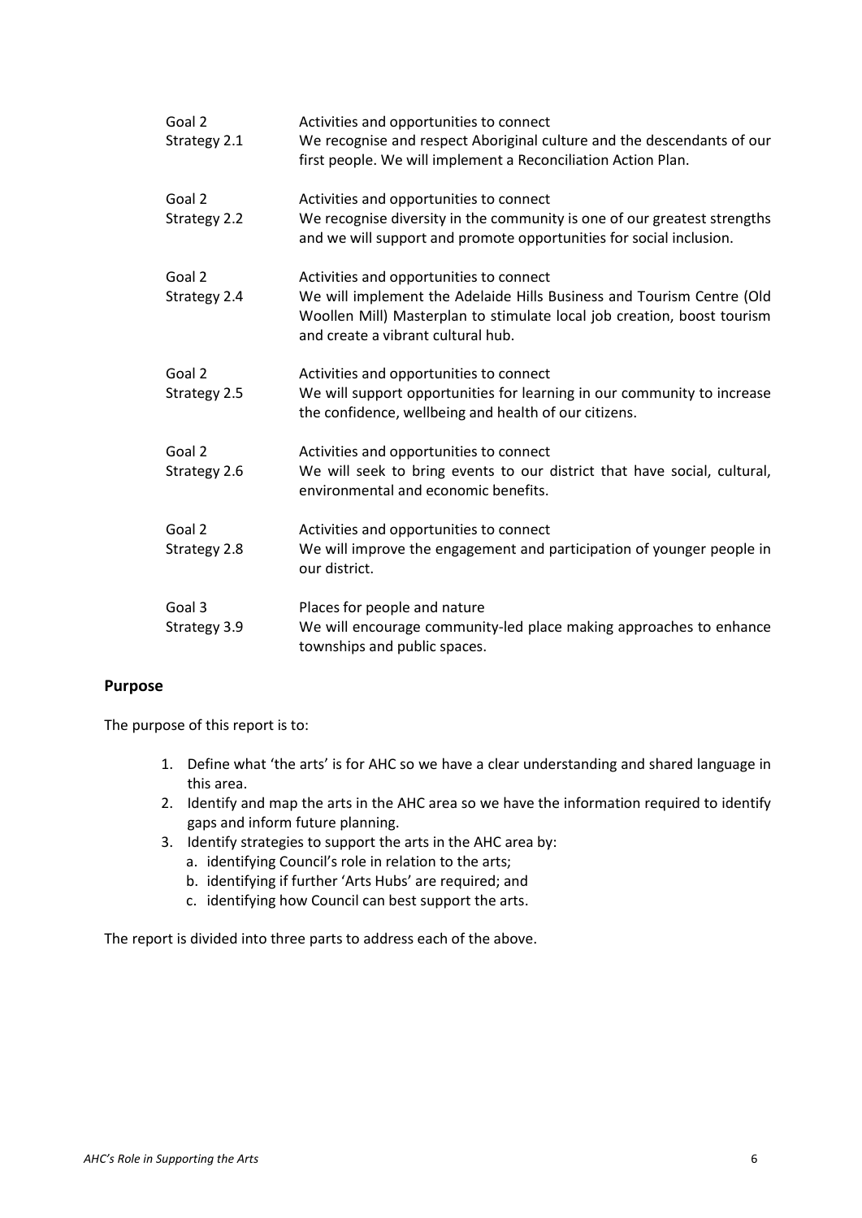| | |
|---|---|
| Goal 2<br>Strategy 2.1 | Activities and opportunities to connect<br>We recognise and respect Aboriginal culture and the descendants of our first people. We will implement a Reconciliation Action Plan. |
| Goal 2<br>Strategy 2.2 | Activities and opportunities to connect<br>We recognise diversity in the community is one of our greatest strengths and we will support and promote opportunities for social inclusion. |
| Goal 2<br>Strategy 2.4 | Activities and opportunities to connect<br>We will implement the Adelaide Hills Business and Tourism Centre (Old Woollen Mill) Masterplan to stimulate local job creation, boost tourism and create a vibrant cultural hub. |
| Goal 2<br>Strategy 2.5 | Activities and opportunities to connect<br>We will support opportunities for learning in our community to increase the confidence, wellbeing and health of our citizens. |
| Goal 2<br>Strategy 2.6 | Activities and opportunities to connect<br>We will seek to bring events to our district that have social, cultural, environmental and economic benefits. |
| Goal 2<br>Strategy 2.8 | Activities and opportunities to connect<br>We will improve the engagement and participation of younger people in our district. |
| Goal 3<br>Strategy 3.9 | Places for people and nature<br>We will encourage community-led place making approaches to enhance townships and public spaces. |

## Purpose

The purpose of this report is to:

1. Define what 'the arts' is for AHC so we have a clear understanding and shared language in this area.
2. Identify and map the arts in the AHC area so we have the information required to identify gaps and inform future planning.
3. Identify strategies to support the arts in the AHC area by:
   a. identifying Council's role in relation to the arts;
   b. identifying if further 'Arts Hubs' are required; and
   c. identifying how Council can best support the arts.

The report is divided into three parts to address each of the above.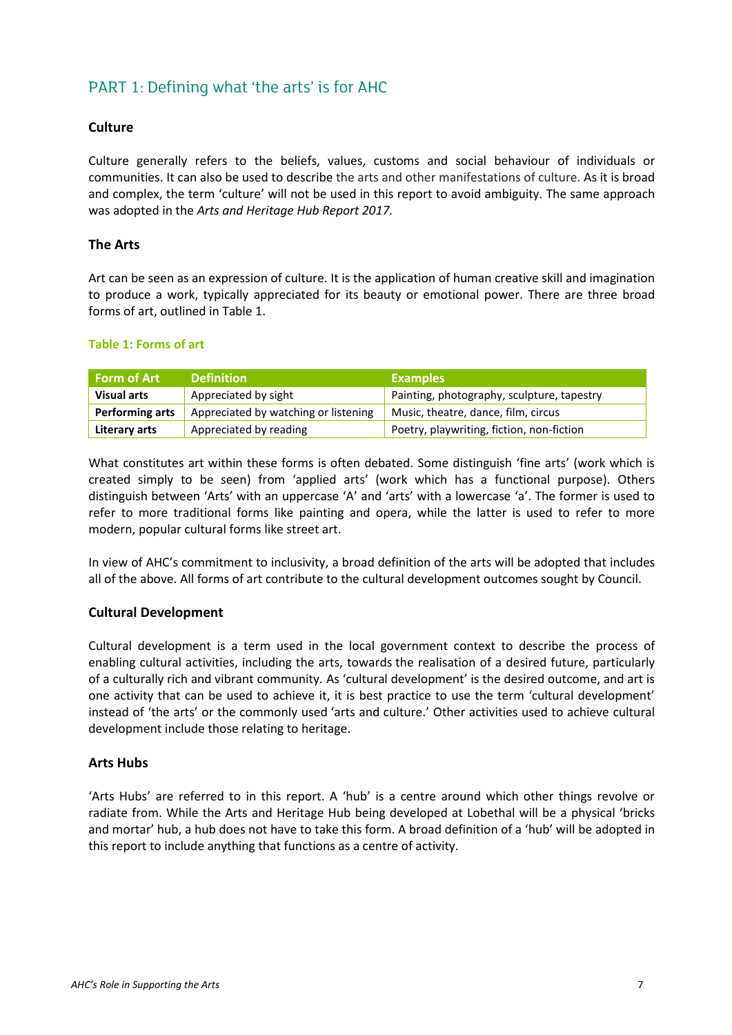## PART 1: Defining what 'the arts' is for AHC

### Culture

Culture generally refers to the beliefs, values, customs and social behaviour of individuals or communities. It can also be used to describe the arts and other manifestations of culture. As it is broad and complex, the term 'culture' will not be used in this report to avoid ambiguity. The same approach was adopted in the *Arts and Heritage Hub Report 2017.*

### The Arts

Art can be seen as an expression of culture. It is the application of human creative skill and imagination to produce a work, typically appreciated for its beauty or emotional power. There are three broad forms of art, outlined in Table 1.

**Table 1: Forms of art**

| Form of Art | Definition | Examples |
|---|---|---|
| **Visual arts** | Appreciated by sight | Painting, photography, sculpture, tapestry |
| **Performing arts** | Appreciated by watching or listening | Music, theatre, dance, film, circus |
| **Literary arts** | Appreciated by reading | Poetry, playwriting, fiction, non-fiction |

What constitutes art within these forms is often debated. Some distinguish 'fine arts' (work which is created simply to be seen) from 'applied arts' (work which has a functional purpose). Others distinguish between 'Arts' with an uppercase 'A' and 'arts' with a lowercase 'a'. The former is used to refer to more traditional forms like painting and opera, while the latter is used to refer to more modern, popular cultural forms like street art.

In view of AHC's commitment to inclusivity, a broad definition of the arts will be adopted that includes all of the above. All forms of art contribute to the cultural development outcomes sought by Council.

### Cultural Development

Cultural development is a term used in the local government context to describe the process of enabling cultural activities, including the arts, towards the realisation of a desired future, particularly of a culturally rich and vibrant community. As 'cultural development' is the desired outcome, and art is one activity that can be used to achieve it, it is best practice to use the term 'cultural development' instead of 'the arts' or the commonly used 'arts and culture.' Other activities used to achieve cultural development include those relating to heritage.

### Arts Hubs

'Arts Hubs' are referred to in this report. A 'hub' is a centre around which other things revolve or radiate from. While the Arts and Heritage Hub being developed at Lobethal will be a physical 'bricks and mortar' hub, a hub does not have to take this form. A broad definition of a 'hub' will be adopted in this report to include anything that functions as a centre of activity.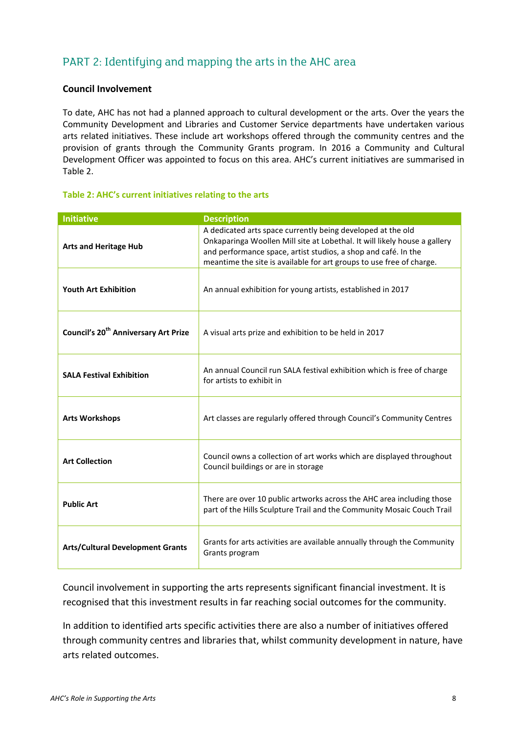## PART 2: Identifying and mapping the arts in the AHC area

### Council Involvement

To date, AHC has not had a planned approach to cultural development or the arts. Over the years the Community Development and Libraries and Customer Service departments have undertaken various arts related initiatives. These include art workshops offered through the community centres and the provision of grants through the Community Grants program. In 2016 a Community and Cultural Development Officer was appointed to focus on this area. AHC's current initiatives are summarised in Table 2.

**Table 2: AHC's current initiatives relating to the arts**

| Initiative | Description |
|---|---|
| **Arts and Heritage Hub** | A dedicated arts space currently being developed at the old Onkaparinga Woollen Mill site at Lobethal. It will likely house a gallery and performance space, artist studios, a shop and café. In the meantime the site is available for art groups to use free of charge. |
| **Youth Art Exhibition** | An annual exhibition for young artists, established in 2017 |
| **Council's 20th Anniversary Art Prize** | A visual arts prize and exhibition to be held in 2017 |
| **SALA Festival Exhibition** | An annual Council run SALA festival exhibition which is free of charge for artists to exhibit in |
| **Arts Workshops** | Art classes are regularly offered through Council's Community Centres |
| **Art Collection** | Council owns a collection of art works which are displayed throughout Council buildings or are in storage |
| **Public Art** | There are over 10 public artworks across the AHC area including those part of the Hills Sculpture Trail and the Community Mosaic Couch Trail |
| **Arts/Cultural Development Grants** | Grants for arts activities are available annually through the Community Grants program |

Council involvement in supporting the arts represents significant financial investment. It is recognised that this investment results in far reaching social outcomes for the community.

In addition to identified arts specific activities there are also a number of initiatives offered through community centres and libraries that, whilst community development in nature, have arts related outcomes.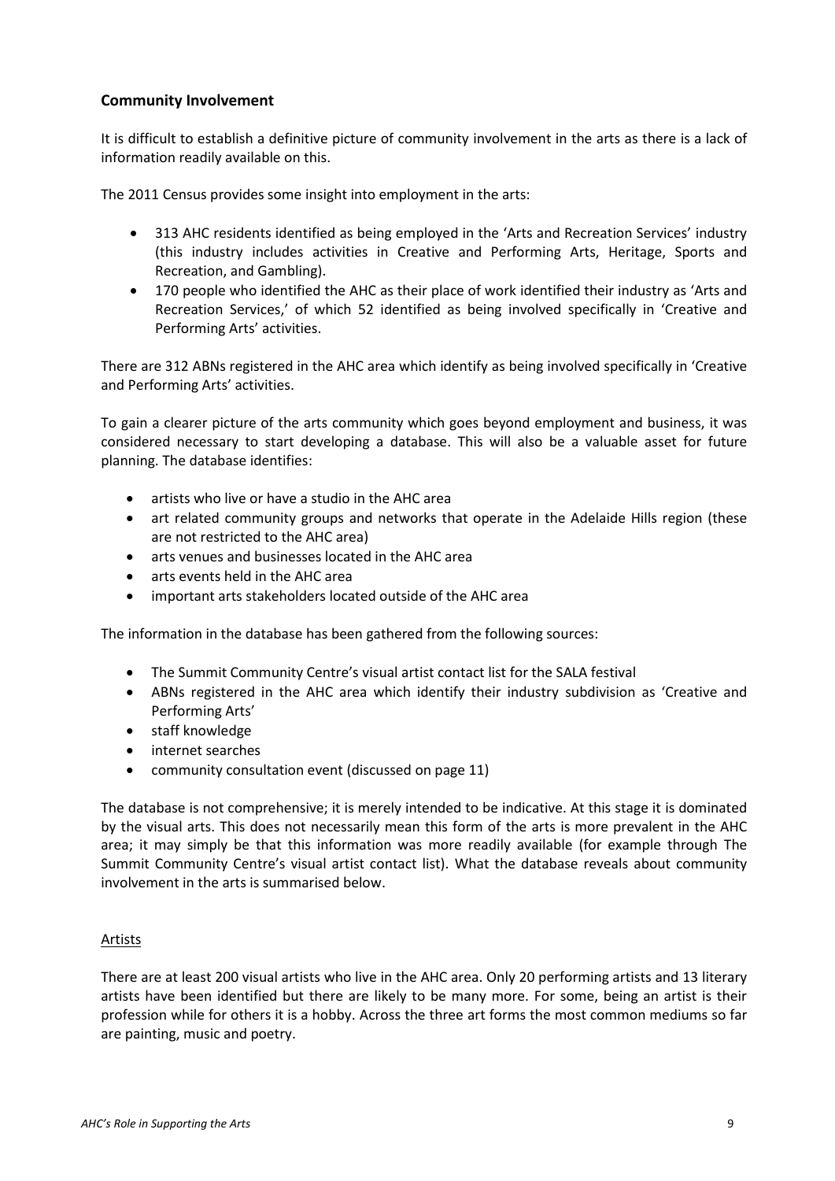## Community Involvement

It is difficult to establish a definitive picture of community involvement in the arts as there is a lack of information readily available on this.

The 2011 Census provides some insight into employment in the arts:

- 313 AHC residents identified as being employed in the 'Arts and Recreation Services' industry (this industry includes activities in Creative and Performing Arts, Heritage, Sports and Recreation, and Gambling).
- 170 people who identified the AHC as their place of work identified their industry as 'Arts and Recreation Services,' of which 52 identified as being involved specifically in 'Creative and Performing Arts' activities.

There are 312 ABNs registered in the AHC area which identify as being involved specifically in 'Creative and Performing Arts' activities.

To gain a clearer picture of the arts community which goes beyond employment and business, it was considered necessary to start developing a database. This will also be a valuable asset for future planning. The database identifies:

- artists who live or have a studio in the AHC area
- art related community groups and networks that operate in the Adelaide Hills region (these are not restricted to the AHC area)
- arts venues and businesses located in the AHC area
- arts events held in the AHC area
- important arts stakeholders located outside of the AHC area

The information in the database has been gathered from the following sources:

- The Summit Community Centre's visual artist contact list for the SALA festival
- ABNs registered in the AHC area which identify their industry subdivision as 'Creative and Performing Arts'
- staff knowledge
- internet searches
- community consultation event (discussed on page 11)

The database is not comprehensive; it is merely intended to be indicative. At this stage it is dominated by the visual arts. This does not necessarily mean this form of the arts is more prevalent in the AHC area; it may simply be that this information was more readily available (for example through The Summit Community Centre's visual artist contact list). What the database reveals about community involvement in the arts is summarised below.

### Artists

There are at least 200 visual artists who live in the AHC area. Only 20 performing artists and 13 literary artists have been identified but there are likely to be many more. For some, being an artist is their profession while for others it is a hobby. Across the three art forms the most common mediums so far are painting, music and poetry.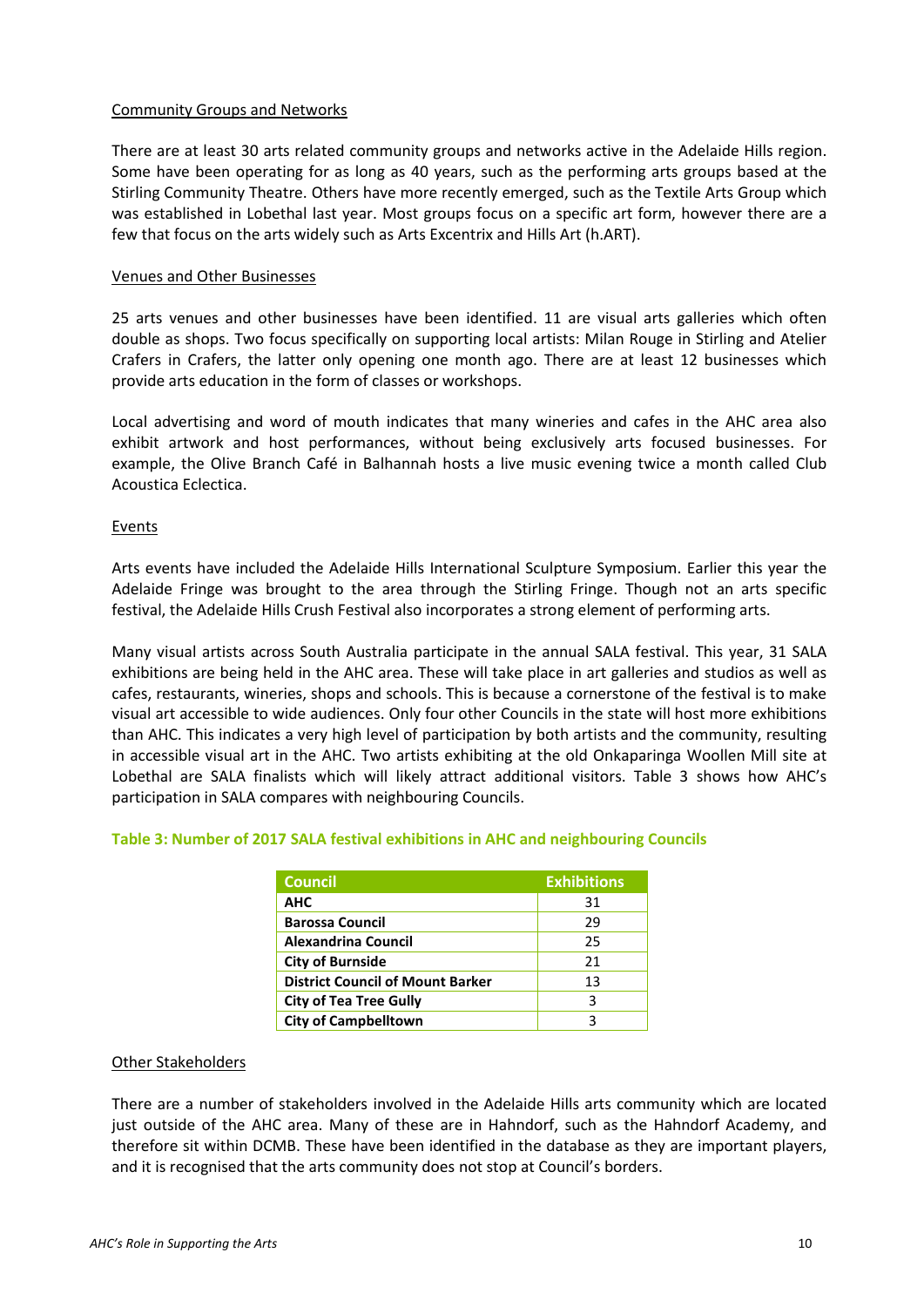### Community Groups and Networks

There are at least 30 arts related community groups and networks active in the Adelaide Hills region. Some have been operating for as long as 40 years, such as the performing arts groups based at the Stirling Community Theatre. Others have more recently emerged, such as the Textile Arts Group which was established in Lobethal last year. Most groups focus on a specific art form, however there are a few that focus on the arts widely such as Arts Excentrix and Hills Art (h.ART).

### Venues and Other Businesses

25 arts venues and other businesses have been identified. 11 are visual arts galleries which often double as shops. Two focus specifically on supporting local artists: Milan Rouge in Stirling and Atelier Crafers in Crafers, the latter only opening one month ago. There are at least 12 businesses which provide arts education in the form of classes or workshops.

Local advertising and word of mouth indicates that many wineries and cafes in the AHC area also exhibit artwork and host performances, without being exclusively arts focused businesses. For example, the Olive Branch Café in Balhannah hosts a live music evening twice a month called Club Acoustica Eclectica.

### Events

Arts events have included the Adelaide Hills International Sculpture Symposium. Earlier this year the Adelaide Fringe was brought to the area through the Stirling Fringe. Though not an arts specific festival, the Adelaide Hills Crush Festival also incorporates a strong element of performing arts.

Many visual artists across South Australia participate in the annual SALA festival. This year, 31 SALA exhibitions are being held in the AHC area. These will take place in art galleries and studios as well as cafes, restaurants, wineries, shops and schools. This is because a cornerstone of the festival is to make visual art accessible to wide audiences. Only four other Councils in the state will host more exhibitions than AHC. This indicates a very high level of participation by both artists and the community, resulting in accessible visual art in the AHC. Two artists exhibiting at the old Onkaparinga Woollen Mill site at Lobethal are SALA finalists which will likely attract additional visitors. Table 3 shows how AHC's participation in SALA compares with neighbouring Councils.

**Table 3: Number of 2017 SALA festival exhibitions in AHC and neighbouring Councils**

| Council | Exhibitions |
|---|---|
| **AHC** | 31 |
| **Barossa Council** | 29 |
| **Alexandrina Council** | 25 |
| **City of Burnside** | 21 |
| **District Council of Mount Barker** | 13 |
| **City of Tea Tree Gully** | 3 |
| **City of Campbelltown** | 3 |

### Other Stakeholders

There are a number of stakeholders involved in the Adelaide Hills arts community which are located just outside of the AHC area. Many of these are in Hahndorf, such as the Hahndorf Academy, and therefore sit within DCMB. These have been identified in the database as they are important players, and it is recognised that the arts community does not stop at Council's borders.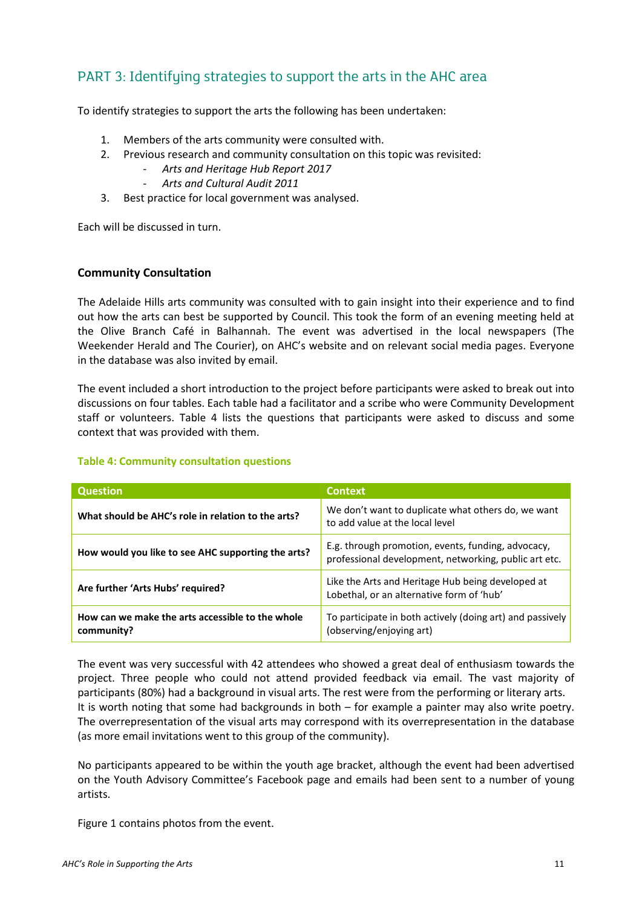## PART 3: Identifying strategies to support the arts in the AHC area

To identify strategies to support the arts the following has been undertaken:

1. Members of the arts community were consulted with.
2. Previous research and community consultation on this topic was revisited:
    - *Arts and Heritage Hub Report 2017*
    - *Arts and Cultural Audit 2011*
3. Best practice for local government was analysed.

Each will be discussed in turn.

### Community Consultation

The Adelaide Hills arts community was consulted with to gain insight into their experience and to find out how the arts can best be supported by Council. This took the form of an evening meeting held at the Olive Branch Café in Balhannah. The event was advertised in the local newspapers (The Weekender Herald and The Courier), on AHC's website and on relevant social media pages. Everyone in the database was also invited by email.

The event included a short introduction to the project before participants were asked to break out into discussions on four tables. Each table had a facilitator and a scribe who were Community Development staff or volunteers. Table 4 lists the questions that participants were asked to discuss and some context that was provided with them.

**Table 4: Community consultation questions**

| Question | Context |
|---|---|
| **What should be AHC's role in relation to the arts?** | We don't want to duplicate what others do, we want to add value at the local level |
| **How would you like to see AHC supporting the arts?** | E.g. through promotion, events, funding, advocacy, professional development, networking, public art etc. |
| **Are further 'Arts Hubs' required?** | Like the Arts and Heritage Hub being developed at Lobethal, or an alternative form of 'hub' |
| **How can we make the arts accessible to the whole community?** | To participate in both actively (doing art) and passively (observing/enjoying art) |

The event was very successful with 42 attendees who showed a great deal of enthusiasm towards the project. Three people who could not attend provided feedback via email. The vast majority of participants (80%) had a background in visual arts. The rest were from the performing or literary arts. It is worth noting that some had backgrounds in both – for example a painter may also write poetry. The overrepresentation of the visual arts may correspond with its overrepresentation in the database (as more email invitations went to this group of the community).

No participants appeared to be within the youth age bracket, although the event had been advertised on the Youth Advisory Committee's Facebook page and emails had been sent to a number of young artists.

Figure 1 contains photos from the event.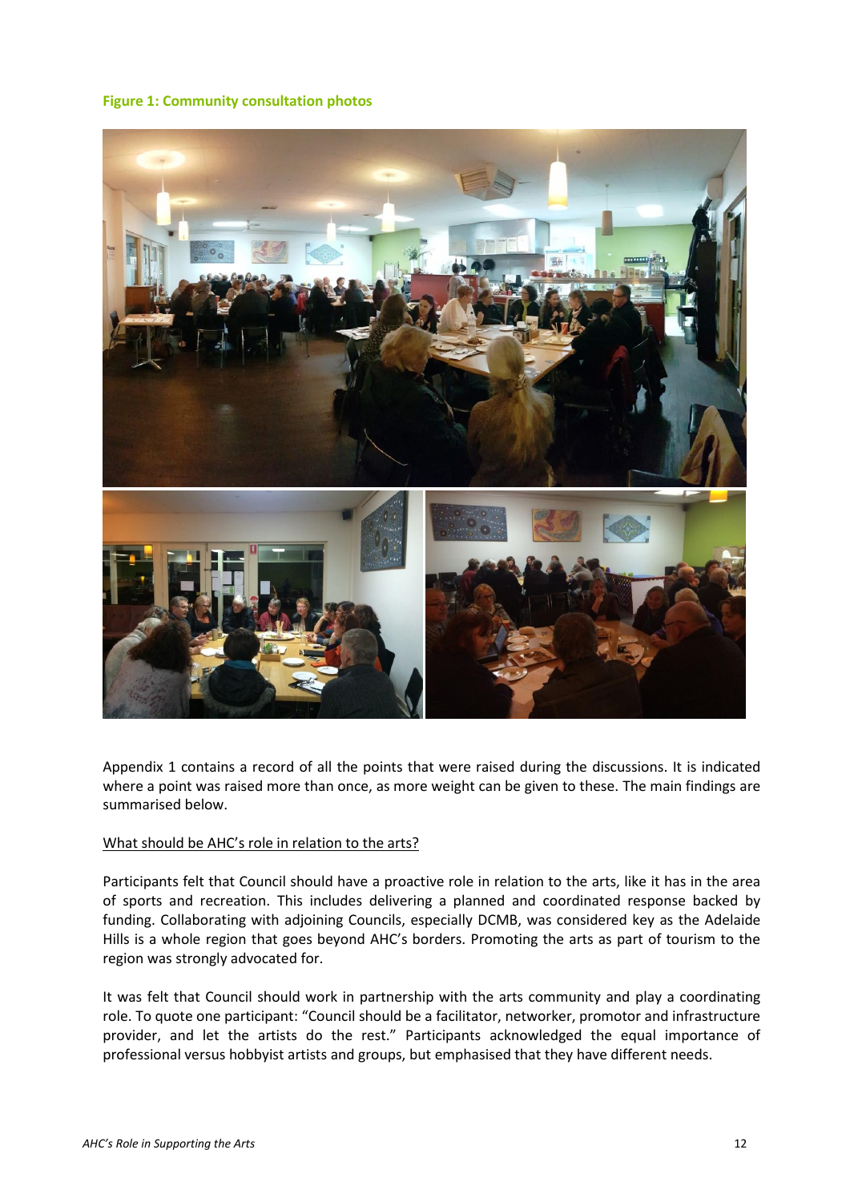**Figure 1: Community consultation photos**

Appendix 1 contains a record of all the points that were raised during the discussions. It is indicated where a point was raised more than once, as more weight can be given to these. The main findings are summarised below.

<u>What should be AHC's role in relation to the arts?</u>

Participants felt that Council should have a proactive role in relation to the arts, like it has in the area of sports and recreation. This includes delivering a planned and coordinated response backed by funding. Collaborating with adjoining Councils, especially DCMB, was considered key as the Adelaide Hills is a whole region that goes beyond AHC's borders. Promoting the arts as part of tourism to the region was strongly advocated for.

It was felt that Council should work in partnership with the arts community and play a coordinating role. To quote one participant: "Council should be a facilitator, networker, promotor and infrastructure provider, and let the artists do the rest." Participants acknowledged the equal importance of professional versus hobbyist artists and groups, but emphasised that they have different needs.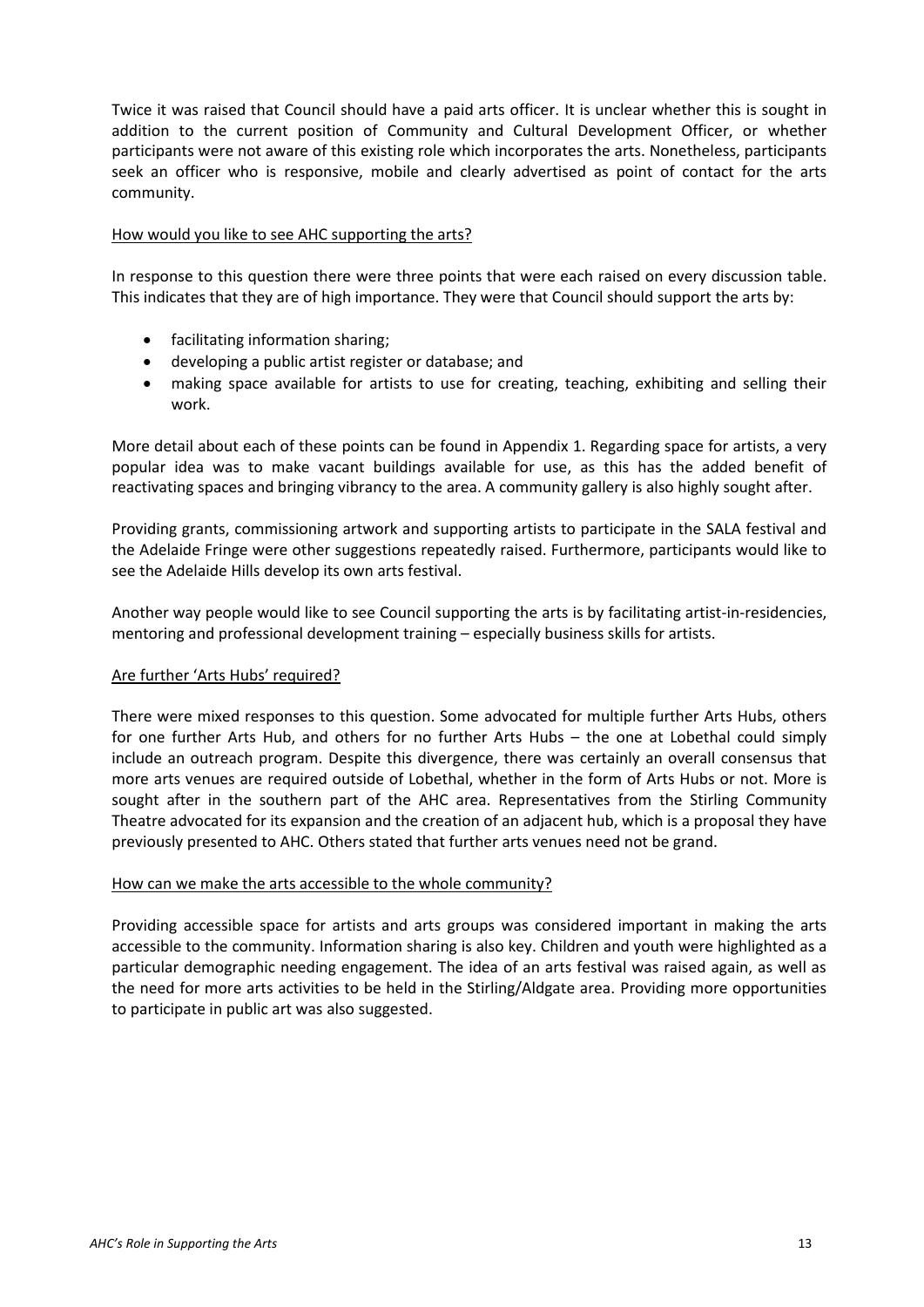Twice it was raised that Council should have a paid arts officer. It is unclear whether this is sought in addition to the current position of Community and Cultural Development Officer, or whether participants were not aware of this existing role which incorporates the arts. Nonetheless, participants seek an officer who is responsive, mobile and clearly advertised as point of contact for the arts community.

<u>How would you like to see AHC supporting the arts?</u>

In response to this question there were three points that were each raised on every discussion table. This indicates that they are of high importance. They were that Council should support the arts by:

- facilitating information sharing;
- developing a public artist register or database; and
- making space available for artists to use for creating, teaching, exhibiting and selling their work.

More detail about each of these points can be found in Appendix 1. Regarding space for artists, a very popular idea was to make vacant buildings available for use, as this has the added benefit of reactivating spaces and bringing vibrancy to the area. A community gallery is also highly sought after.

Providing grants, commissioning artwork and supporting artists to participate in the SALA festival and the Adelaide Fringe were other suggestions repeatedly raised. Furthermore, participants would like to see the Adelaide Hills develop its own arts festival.

Another way people would like to see Council supporting the arts is by facilitating artist-in-residencies, mentoring and professional development training – especially business skills for artists.

<u>Are further 'Arts Hubs' required?</u>

There were mixed responses to this question. Some advocated for multiple further Arts Hubs, others for one further Arts Hub, and others for no further Arts Hubs – the one at Lobethal could simply include an outreach program. Despite this divergence, there was certainly an overall consensus that more arts venues are required outside of Lobethal, whether in the form of Arts Hubs or not. More is sought after in the southern part of the AHC area. Representatives from the Stirling Community Theatre advocated for its expansion and the creation of an adjacent hub, which is a proposal they have previously presented to AHC. Others stated that further arts venues need not be grand.

<u>How can we make the arts accessible to the whole community?</u>

Providing accessible space for artists and arts groups was considered important in making the arts accessible to the community. Information sharing is also key. Children and youth were highlighted as a particular demographic needing engagement. The idea of an arts festival was raised again, as well as the need for more arts activities to be held in the Stirling/Aldgate area. Providing more opportunities to participate in public art was also suggested.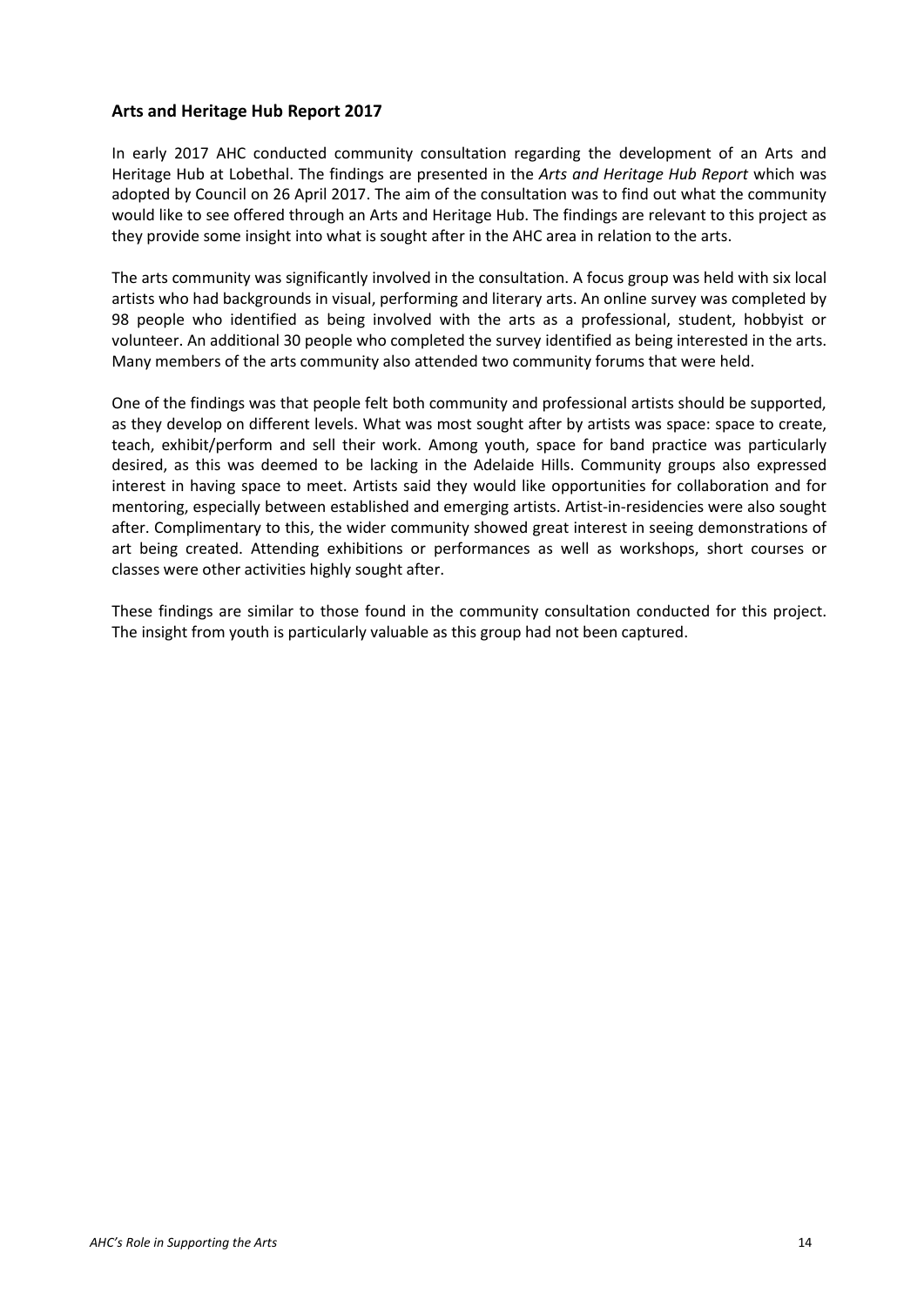### Arts and Heritage Hub Report 2017

In early 2017 AHC conducted community consultation regarding the development of an Arts and Heritage Hub at Lobethal. The findings are presented in the *Arts and Heritage Hub Report* which was adopted by Council on 26 April 2017. The aim of the consultation was to find out what the community would like to see offered through an Arts and Heritage Hub. The findings are relevant to this project as they provide some insight into what is sought after in the AHC area in relation to the arts.

The arts community was significantly involved in the consultation. A focus group was held with six local artists who had backgrounds in visual, performing and literary arts. An online survey was completed by 98 people who identified as being involved with the arts as a professional, student, hobbyist or volunteer. An additional 30 people who completed the survey identified as being interested in the arts. Many members of the arts community also attended two community forums that were held.

One of the findings was that people felt both community and professional artists should be supported, as they develop on different levels. What was most sought after by artists was space: space to create, teach, exhibit/perform and sell their work. Among youth, space for band practice was particularly desired, as this was deemed to be lacking in the Adelaide Hills. Community groups also expressed interest in having space to meet. Artists said they would like opportunities for collaboration and for mentoring, especially between established and emerging artists. Artist-in-residencies were also sought after. Complimentary to this, the wider community showed great interest in seeing demonstrations of art being created. Attending exhibitions or performances as well as workshops, short courses or classes were other activities highly sought after.

These findings are similar to those found in the community consultation conducted for this project. The insight from youth is particularly valuable as this group had not been captured.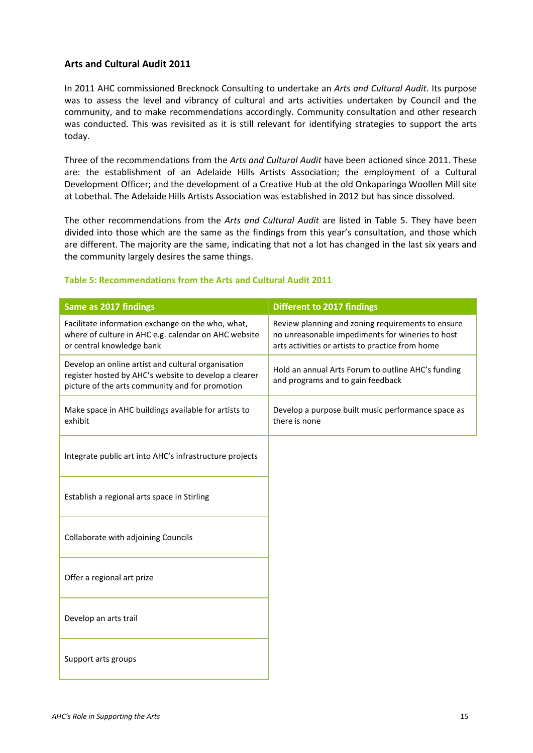## Arts and Cultural Audit 2011

In 2011 AHC commissioned Brecknock Consulting to undertake an *Arts and Cultural Audit*. Its purpose was to assess the level and vibrancy of cultural and arts activities undertaken by Council and the community, and to make recommendations accordingly. Community consultation and other research was conducted. This was revisited as it is still relevant for identifying strategies to support the arts today.

Three of the recommendations from the *Arts and Cultural Audit* have been actioned since 2011. These are: the establishment of an Adelaide Hills Artists Association; the employment of a Cultural Development Officer; and the development of a Creative Hub at the old Onkaparinga Woollen Mill site at Lobethal. The Adelaide Hills Artists Association was established in 2012 but has since dissolved.

The other recommendations from the *Arts and Cultural Audit* are listed in Table 5. They have been divided into those which are the same as the findings from this year's consultation, and those which are different. The majority are the same, indicating that not a lot has changed in the last six years and the community largely desires the same things.

**Table 5: Recommendations from the Arts and Cultural Audit 2011**

| Same as 2017 findings | Different to 2017 findings |
|---|---|
| Facilitate information exchange on the who, what, where of culture in AHC e.g. calendar on AHC website or central knowledge bank | Review planning and zoning requirements to ensure no unreasonable impediments for wineries to host arts activities or artists to practice from home |
| Develop an online artist and cultural organisation register hosted by AHC's website to develop a clearer picture of the arts community and for promotion | Hold an annual Arts Forum to outline AHC's funding and programs and to gain feedback |
| Make space in AHC buildings available for artists to exhibit | Develop a purpose built music performance space as there is none |
| Integrate public art into AHC's infrastructure projects | |
| Establish a regional arts space in Stirling | |
| Collaborate with adjoining Councils | |
| Offer a regional art prize | |
| Develop an arts trail | |
| Support arts groups | |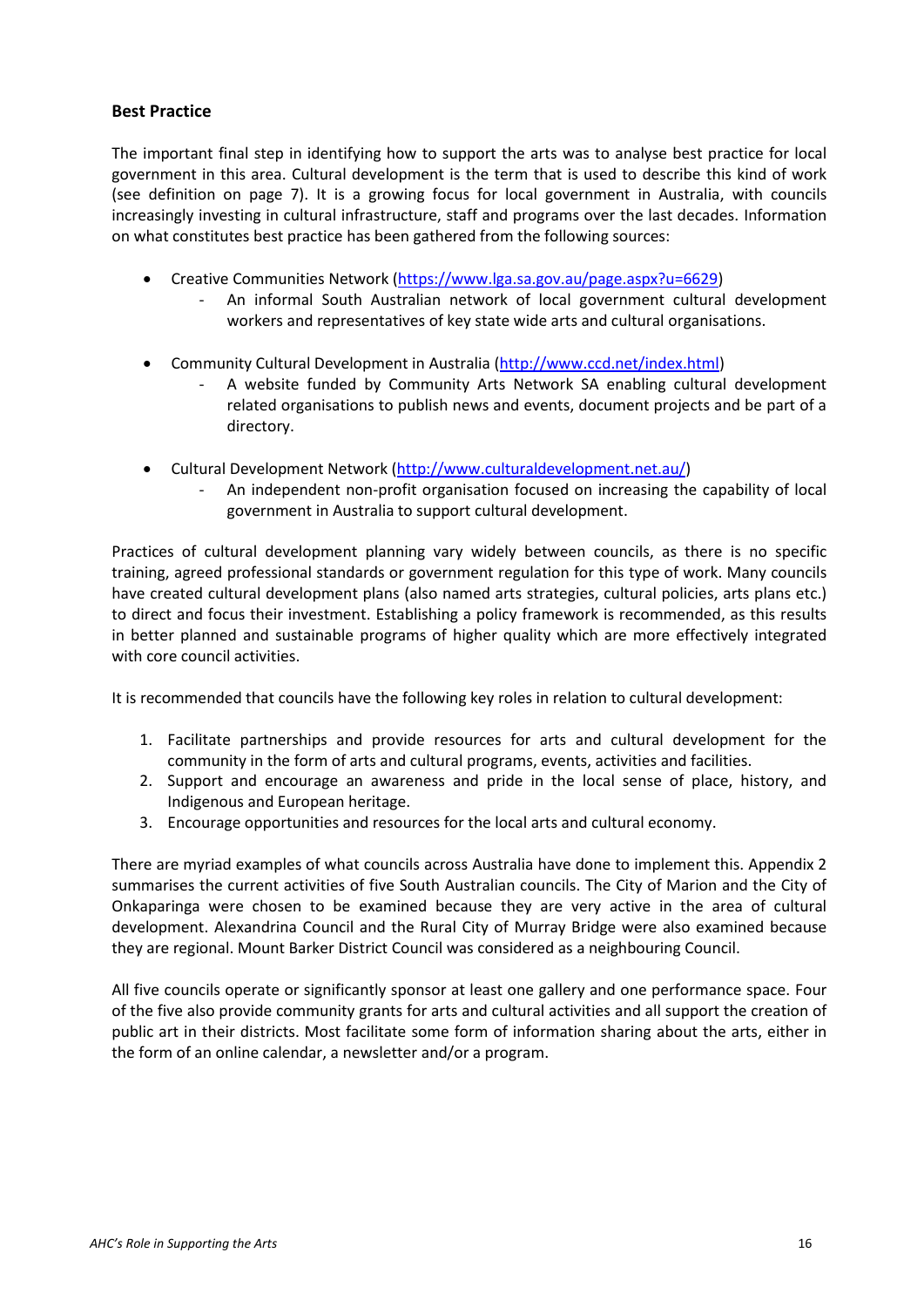## Best Practice

The important final step in identifying how to support the arts was to analyse best practice for local government in this area. Cultural development is the term that is used to describe this kind of work (see definition on page 7). It is a growing focus for local government in Australia, with councils increasingly investing in cultural infrastructure, staff and programs over the last decades. Information on what constitutes best practice has been gathered from the following sources:

- Creative Communities Network (https://www.lga.sa.gov.au/page.aspx?u=6629)
  - An informal South Australian network of local government cultural development workers and representatives of key state wide arts and cultural organisations.
- Community Cultural Development in Australia (http://www.ccd.net/index.html)
  - A website funded by Community Arts Network SA enabling cultural development related organisations to publish news and events, document projects and be part of a directory.
- Cultural Development Network (http://www.culturaldevelopment.net.au/)
  - An independent non-profit organisation focused on increasing the capability of local government in Australia to support cultural development.

Practices of cultural development planning vary widely between councils, as there is no specific training, agreed professional standards or government regulation for this type of work. Many councils have created cultural development plans (also named arts strategies, cultural policies, arts plans etc.) to direct and focus their investment. Establishing a policy framework is recommended, as this results in better planned and sustainable programs of higher quality which are more effectively integrated with core council activities.

It is recommended that councils have the following key roles in relation to cultural development:

1. Facilitate partnerships and provide resources for arts and cultural development for the community in the form of arts and cultural programs, events, activities and facilities.
2. Support and encourage an awareness and pride in the local sense of place, history, and Indigenous and European heritage.
3. Encourage opportunities and resources for the local arts and cultural economy.

There are myriad examples of what councils across Australia have done to implement this. Appendix 2 summarises the current activities of five South Australian councils. The City of Marion and the City of Onkaparinga were chosen to be examined because they are very active in the area of cultural development. Alexandrina Council and the Rural City of Murray Bridge were also examined because they are regional. Mount Barker District Council was considered as a neighbouring Council.

All five councils operate or significantly sponsor at least one gallery and one performance space. Four of the five also provide community grants for arts and cultural activities and all support the creation of public art in their districts. Most facilitate some form of information sharing about the arts, either in the form of an online calendar, a newsletter and/or a program.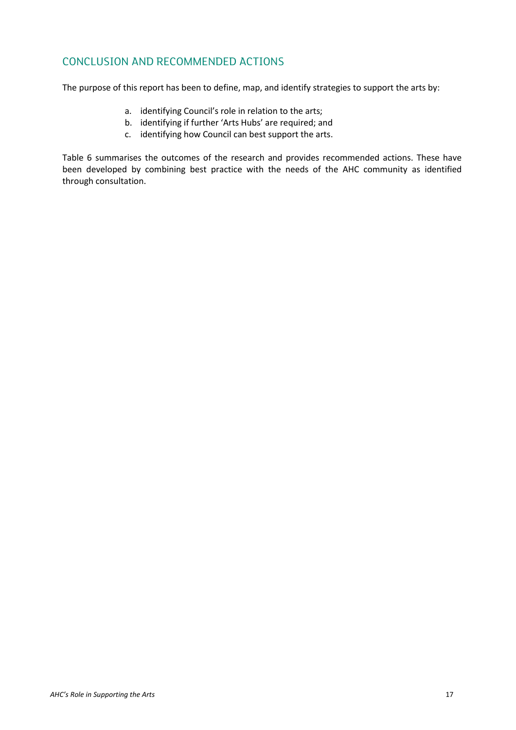## CONCLUSION AND RECOMMENDED ACTIONS

The purpose of this report has been to define, map, and identify strategies to support the arts by:

a. identifying Council's role in relation to the arts;
b. identifying if further 'Arts Hubs' are required; and
c. identifying how Council can best support the arts.

Table 6 summarises the outcomes of the research and provides recommended actions. These have been developed by combining best practice with the needs of the AHC community as identified through consultation.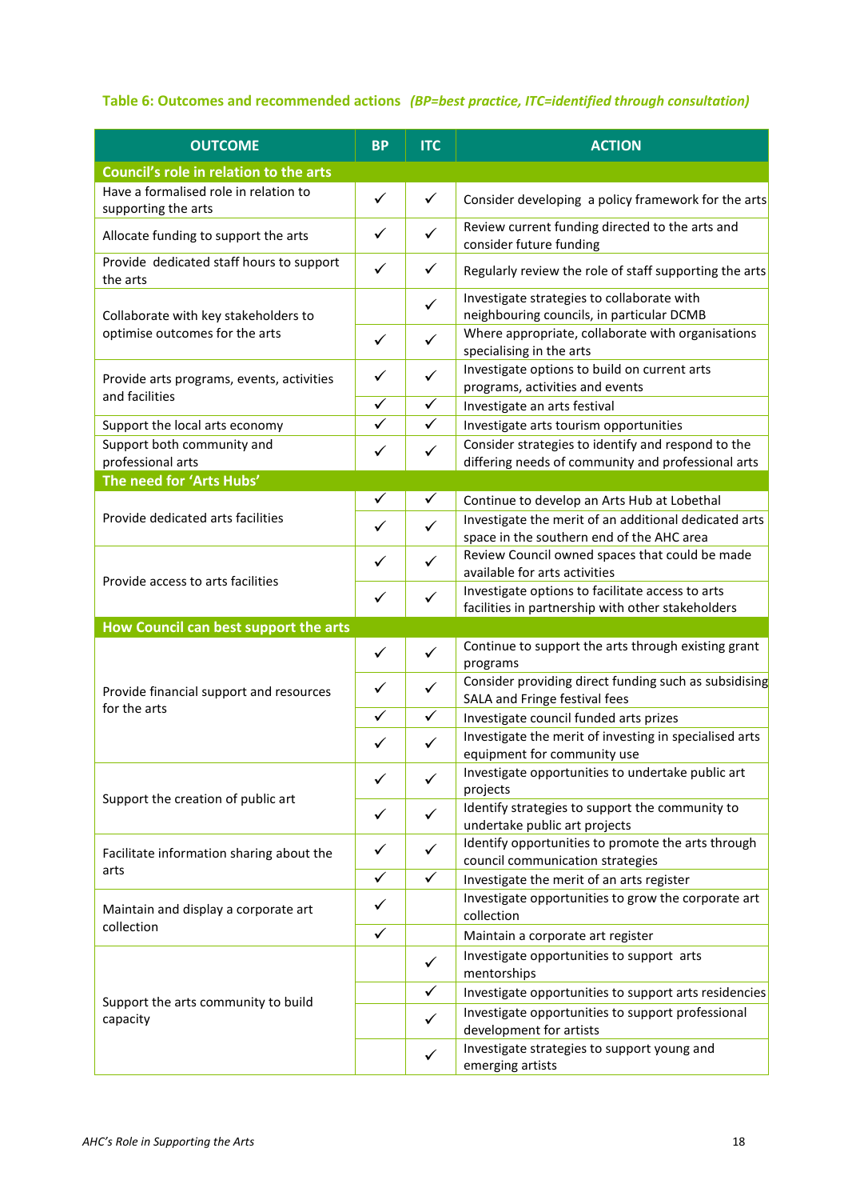**Table 6: Outcomes and recommended actions** *(BP=best practice, ITC=identified through consultation)*

| OUTCOME | BP | ITC | ACTION |
|---|---|---|---|
| **Council's role in relation to the arts** | | | |
| Have a formalised role in relation to supporting the arts | ✓ | ✓ | Consider developing a policy framework for the arts |
| Allocate funding to support the arts | ✓ | ✓ | Review current funding directed to the arts and consider future funding |
| Provide dedicated staff hours to support the arts | ✓ | ✓ | Regularly review the role of staff supporting the arts |
| Collaborate with key stakeholders to optimise outcomes for the arts | | ✓ | Investigate strategies to collaborate with neighbouring councils, in particular DCMB |
| | ✓ | ✓ | Where appropriate, collaborate with organisations specialising in the arts |
| Provide arts programs, events, activities and facilities | ✓ | ✓ | Investigate options to build on current arts programs, activities and events |
| | ✓ | ✓ | Investigate an arts festival |
| Support the local arts economy | ✓ | ✓ | Investigate arts tourism opportunities |
| Support both community and professional arts | ✓ | ✓ | Consider strategies to identify and respond to the differing needs of community and professional arts |
| **The need for 'Arts Hubs'** | | | |
| Provide dedicated arts facilities | ✓ | ✓ | Continue to develop an Arts Hub at Lobethal |
| | ✓ | ✓ | Investigate the merit of an additional dedicated arts space in the southern end of the AHC area |
| Provide access to arts facilities | ✓ | ✓ | Review Council owned spaces that could be made available for arts activities |
| | ✓ | ✓ | Investigate options to facilitate access to arts facilities in partnership with other stakeholders |
| **How Council can best support the arts** | | | |
| Provide financial support and resources for the arts | ✓ | ✓ | Continue to support the arts through existing grant programs |
| | ✓ | ✓ | Consider providing direct funding such as subsidising SALA and Fringe festival fees |
| | ✓ | ✓ | Investigate council funded arts prizes |
| | ✓ | ✓ | Investigate the merit of investing in specialised arts equipment for community use |
| Support the creation of public art | ✓ | ✓ | Investigate opportunities to undertake public art projects |
| | ✓ | ✓ | Identify strategies to support the community to undertake public art projects |
| Facilitate information sharing about the arts | ✓ | ✓ | Identify opportunities to promote the arts through council communication strategies |
| | ✓ | ✓ | Investigate the merit of an arts register |
| Maintain and display a corporate art collection | ✓ | | Investigate opportunities to grow the corporate art collection |
| | ✓ | | Maintain a corporate art register |
| Support the arts community to build capacity | | ✓ | Investigate opportunities to support arts mentorships |
| | | ✓ | Investigate opportunities to support arts residencies |
| | | ✓ | Investigate opportunities to support professional development for artists |
| | | ✓ | Investigate strategies to support young and emerging artists |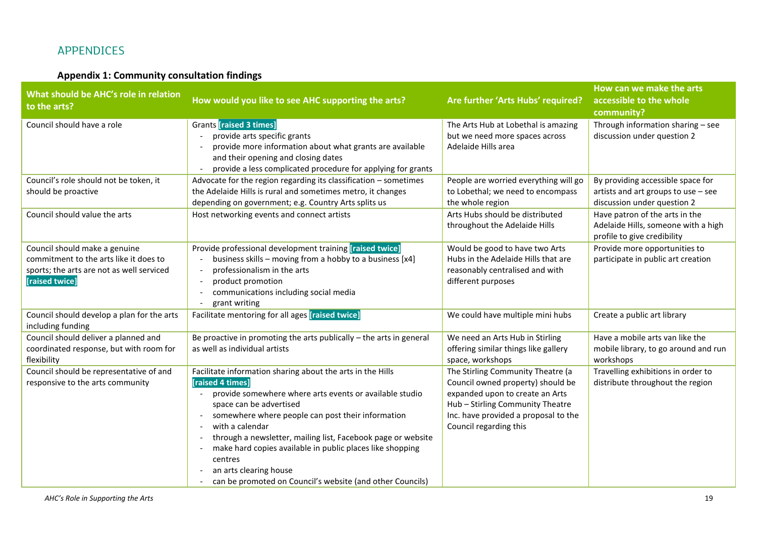# APPENDICES

## Appendix 1: Community consultation findings

| What should be AHC's role in relation to the arts? | How would you like to see AHC supporting the arts? | Are further 'Arts Hubs' required? | How can we make the arts accessible to the whole community? |
|---|---|---|---|
| Council should have a role | Grants **[raised 3 times]**<br>- provide arts specific grants<br>- provide more information about what grants are available and their opening and closing dates<br>- provide a less complicated procedure for applying for grants | The Arts Hub at Lobethal is amazing but we need more spaces across Adelaide Hills area | Through information sharing – see discussion under question 2 |
| Council's role should not be token, it should be proactive | Advocate for the region regarding its classification – sometimes the Adelaide Hills is rural and sometimes metro, it changes depending on government; e.g. Country Arts splits us | People are worried everything will go to Lobethal; we need to encompass the whole region | By providing accessible space for artists and art groups to use – see discussion under question 2 |
| Council should value the arts | Host networking events and connect artists | Arts Hubs should be distributed throughout the Adelaide Hills | Have patron of the arts in the Adelaide Hills, someone with a high profile to give credibility |
| Council should make a genuine commitment to the arts like it does to sports; the arts are not as well serviced **[raised twice]** | Provide professional development training **[raised twice]**<br>- business skills – moving from a hobby to a business [x4]<br>- professionalism in the arts<br>- product promotion<br>- communications including social media<br>- grant writing | Would be good to have two Arts Hubs in the Adelaide Hills that are reasonably centralised and with different purposes | Provide more opportunities to participate in public art creation |
| Council should develop a plan for the arts including funding | Facilitate mentoring for all ages **[raised twice]** | We could have multiple mini hubs | Create a public art library |
| Council should deliver a planned and coordinated response, but with room for flexibility | Be proactive in promoting the arts publically – the arts in general as well as individual artists | We need an Arts Hub in Stirling offering similar things like gallery space, workshops | Have a mobile arts van like the mobile library, to go around and run workshops |
| Council should be representative of and responsive to the arts community | Facilitate information sharing about the arts in the Hills **[raised 4 times]**<br>- provide somewhere where arts events or available studio space can be advertised<br>- somewhere where people can post their information<br>- with a calendar<br>- through a newsletter, mailing list, Facebook page or website<br>- make hard copies available in public places like shopping centres<br>- an arts clearing house<br>- can be promoted on Council's website (and other Councils) | The Stirling Community Theatre (a Council owned property) should be expanded upon to create an Arts Hub – Stirling Community Theatre Inc. have provided a proposal to the Council regarding this | Travelling exhibitions in order to distribute throughout the region |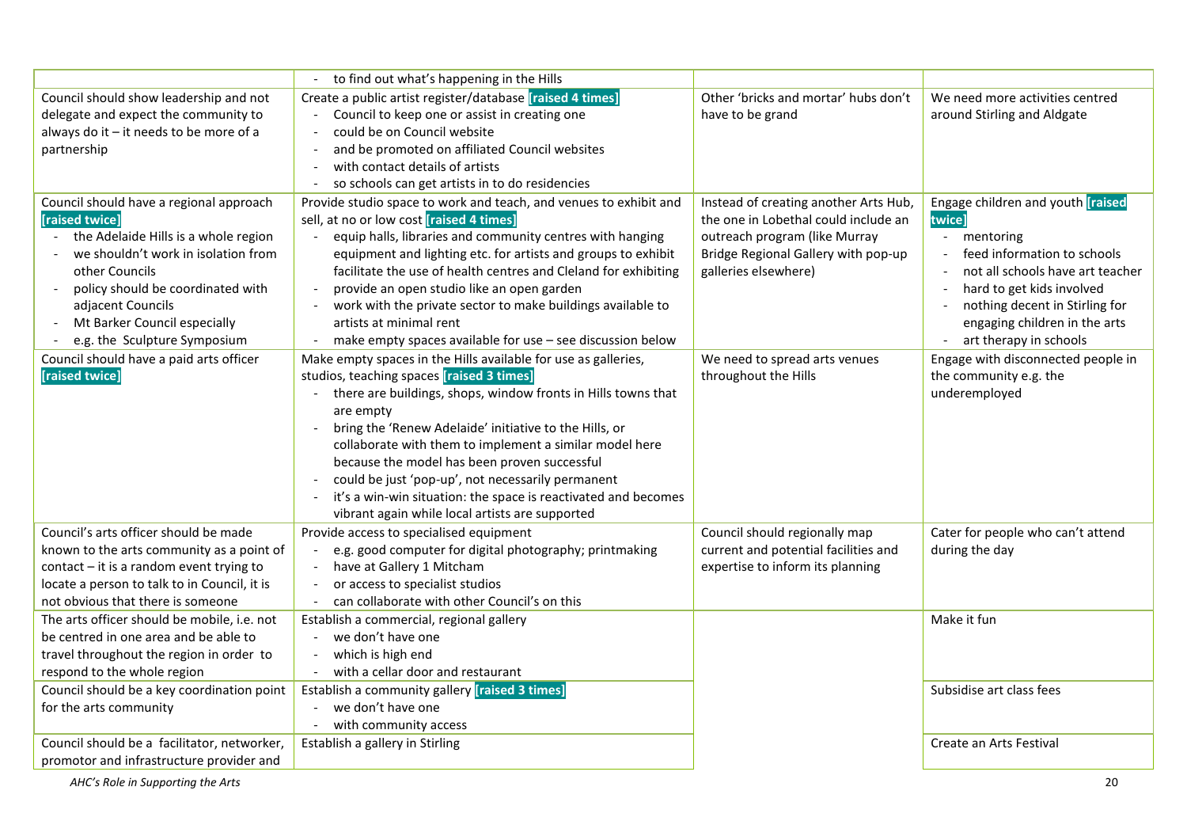| | | | |
|---|---|---|---|
| | - to find out what's happening in the Hills | | |
| Council should show leadership and not delegate and expect the community to always do it – it needs to be more of a partnership | Create a public artist register/database [raised 4 times]<br>- Council to keep one or assist in creating one<br>- could be on Council website<br>- and be promoted on affiliated Council websites<br>- with contact details of artists<br>- so schools can get artists in to do residencies | Other 'bricks and mortar' hubs don't have to be grand | We need more activities centred around Stirling and Aldgate |
| Council should have a regional approach [raised twice]<br>- the Adelaide Hills is a whole region<br>- we shouldn't work in isolation from other Councils<br>- policy should be coordinated with adjacent Councils<br>- Mt Barker Council especially<br>- e.g. the Sculpture Symposium | Provide studio space to work and teach, and venues to exhibit and sell, at no or low cost [raised 4 times]<br>- equip halls, libraries and community centres with hanging equipment and lighting etc. for artists and groups to exhibit<br>- facilitate the use of health centres and Cleland for exhibiting<br>- provide an open studio like an open garden<br>- work with the private sector to make buildings available to artists at minimal rent<br>- make empty spaces available for use – see discussion below | Instead of creating another Arts Hub, the one in Lobethal could include an outreach program (like Murray Bridge Regional Gallery with pop-up galleries elsewhere) | Engage children and youth [raised twice]<br>- mentoring<br>- feed information to schools<br>- not all schools have art teacher<br>- hard to get kids involved<br>- nothing decent in Stirling for engaging children in the arts<br>- art therapy in schools |
| Council should have a paid arts officer [raised twice] | Make empty spaces in the Hills available for use as galleries, studios, teaching spaces [raised 3 times]<br>- there are buildings, shops, window fronts in Hills towns that are empty<br>- bring the 'Renew Adelaide' initiative to the Hills, or collaborate with them to implement a similar model here because the model has been proven successful<br>- could be just 'pop-up', not necessarily permanent<br>- it's a win-win situation: the space is reactivated and becomes vibrant again while local artists are supported | We need to spread arts venues throughout the Hills | Engage with disconnected people in the community e.g. the underemployed |
| Council's arts officer should be made known to the arts community as a point of contact – it is a random event trying to locate a person to talk to in Council, it is not obvious that there is someone | Provide access to specialised equipment<br>- e.g. good computer for digital photography; printmaking<br>- have at Gallery 1 Mitcham<br>- or access to specialist studios<br>- can collaborate with other Council's on this | Council should regionally map current and potential facilities and expertise to inform its planning | Cater for people who can't attend during the day |
| The arts officer should be mobile, i.e. not be centred in one area and be able to travel throughout the region in order to respond to the whole region | Establish a commercial, regional gallery<br>- we don't have one<br>- which is high end<br>- with a cellar door and restaurant | | Make it fun |
| Council should be a key coordination point for the arts community | Establish a community gallery [raised 3 times]<br>- we don't have one<br>- with community access | | Subsidise art class fees |
| Council should be a facilitator, networker, promotor and infrastructure provider and | Establish a gallery in Stirling | | Create an Arts Festival |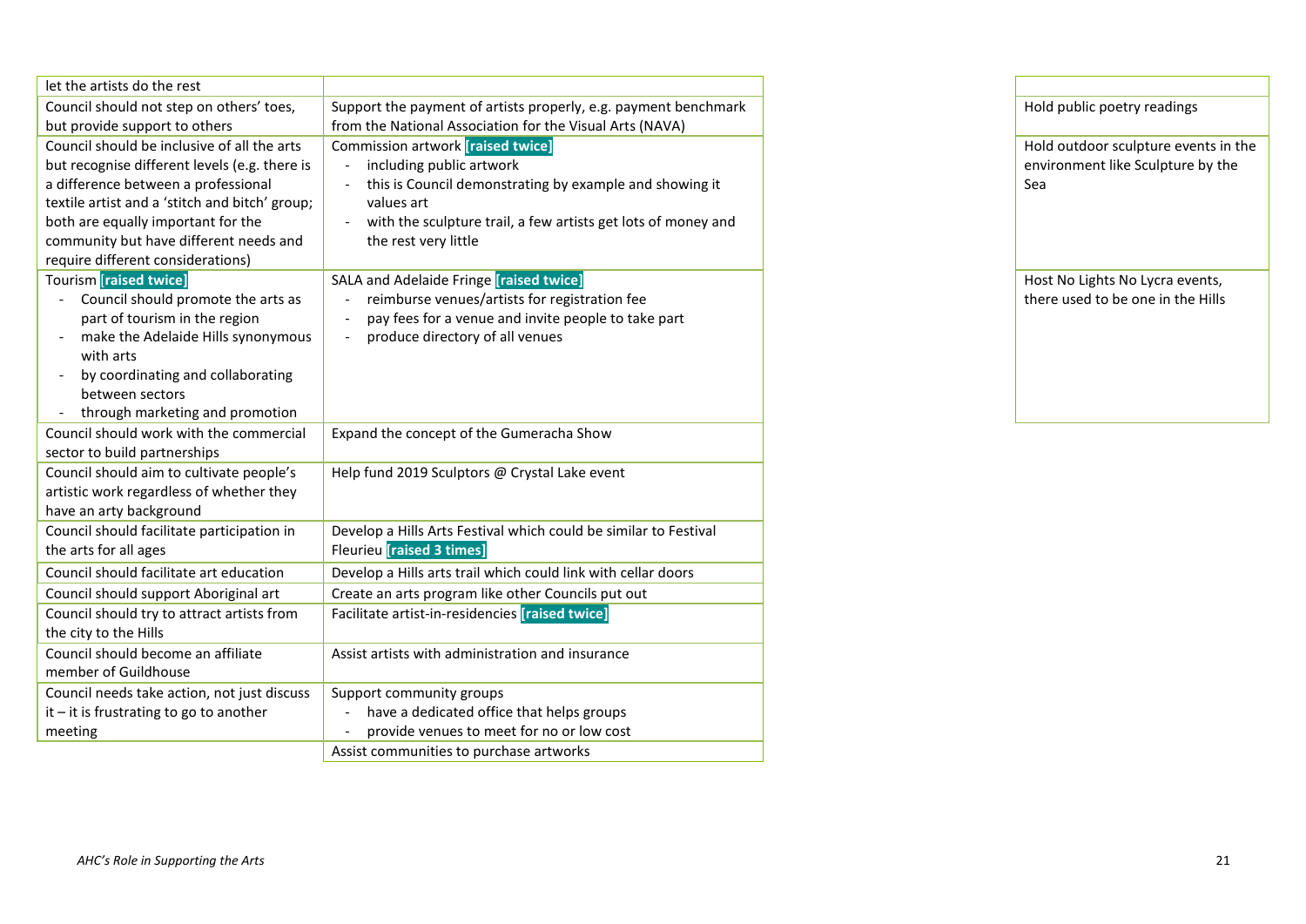| | | | |
|---|---|---|---|
| let the artists do the rest | | | |
| Council should not step on others' toes, but provide support to others | Support the payment of artists properly, e.g. payment benchmark from the National Association for the Visual Arts (NAVA) | | Hold public poetry readings |
| Council should be inclusive of all the arts but recognise different levels (e.g. there is a difference between a professional textile artist and a 'stitch and bitch' group; both are equally important for the community but have different needs and require different considerations) | Commission artwork **[raised twice]**<br>- including public artwork<br>- this is Council demonstrating by example and showing it values art<br>- with the sculpture trail, a few artists get lots of money and the rest very little | | Hold outdoor sculpture events in the environment like Sculpture by the Sea |
| Tourism **[raised twice]**<br>- Council should promote the arts as part of tourism in the region<br>- make the Adelaide Hills synonymous with arts<br>- by coordinating and collaborating between sectors<br>- through marketing and promotion | SALA and Adelaide Fringe **[raised twice]**<br>- reimburse venues/artists for registration fee<br>- pay fees for a venue and invite people to take part<br>- produce directory of all venues | | Host No Lights No Lycra events, there used to be one in the Hills |
| Council should work with the commercial sector to build partnerships | Expand the concept of the Gumeracha Show | | |
| Council should aim to cultivate people's artistic work regardless of whether they have an arty background | Help fund 2019 Sculptors @ Crystal Lake event | | |
| Council should facilitate participation in the arts for all ages | Develop a Hills Arts Festival which could be similar to Festival Fleurieu **[raised 3 times]** | | |
| Council should facilitate art education | Develop a Hills arts trail which could link with cellar doors | | |
| Council should support Aboriginal art | Create an arts program like other Councils put out | | |
| Council should try to attract artists from the city to the Hills | Facilitate artist-in-residencies **[raised twice]** | | |
| Council should become an affiliate member of Guildhouse | Assist artists with administration and insurance | | |
| Council needs take action, not just discuss it – it is frustrating to go to another meeting | Support community groups<br>- have a dedicated office that helps groups<br>- provide venues to meet for no or low cost | | |
| | Assist communities to purchase artworks | | |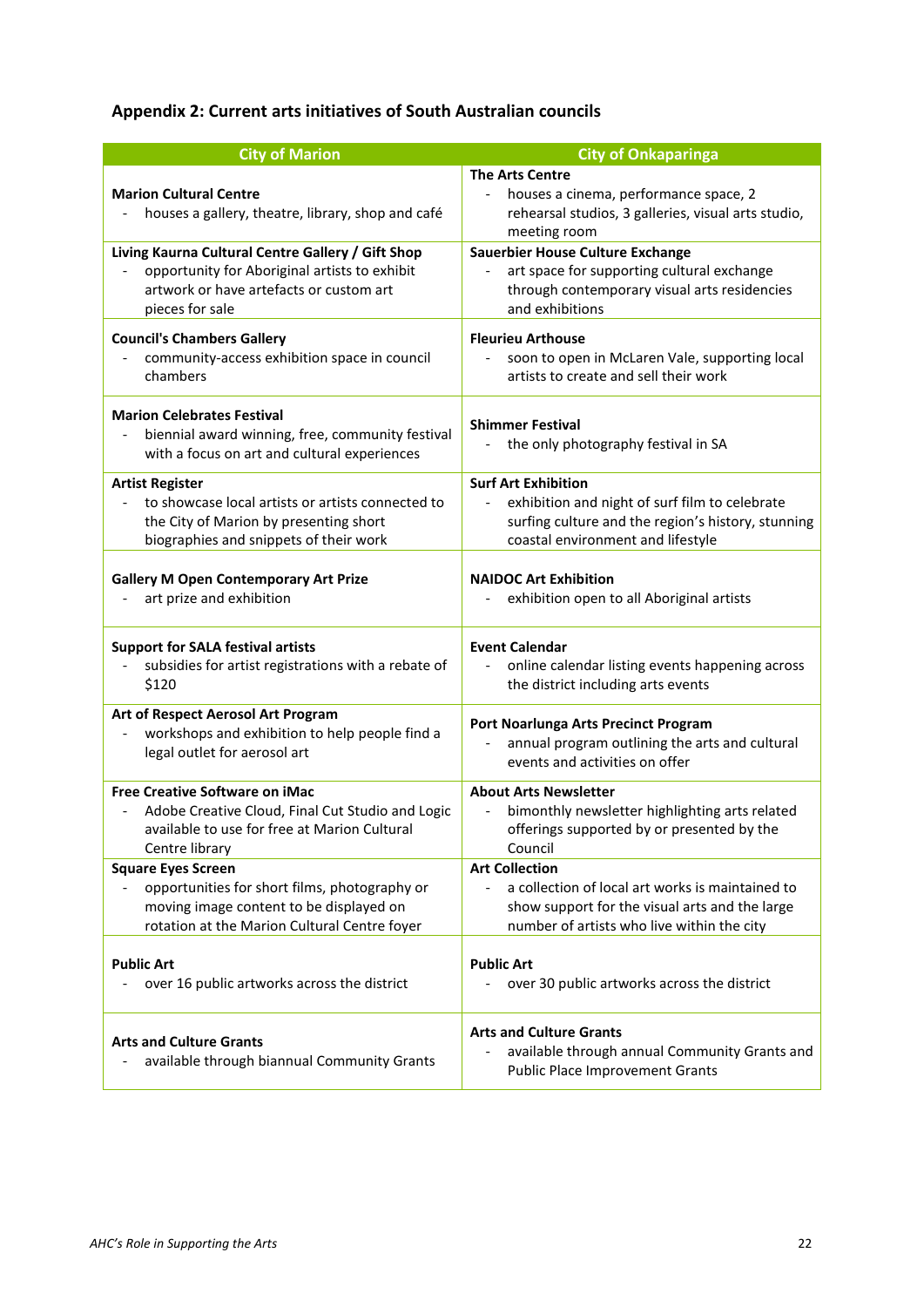## Appendix 2: Current arts initiatives of South Australian councils

| City of Marion | City of Onkaparinga |
|---|---|
| **Marion Cultural Centre** <br> - houses a gallery, theatre, library, shop and café | **The Arts Centre** <br> - houses a cinema, performance space, 2 rehearsal studios, 3 galleries, visual arts studio, meeting room |
| **Living Kaurna Cultural Centre Gallery / Gift Shop** <br> - opportunity for Aboriginal artists to exhibit artwork or have artefacts or custom art pieces for sale | **Sauerbier House Culture Exchange** <br> - art space for supporting cultural exchange through contemporary visual arts residencies and exhibitions |
| **Council's Chambers Gallery** <br> - community-access exhibition space in council chambers | **Fleurieu Arthouse** <br> - soon to open in McLaren Vale, supporting local artists to create and sell their work |
| **Marion Celebrates Festival** <br> - biennial award winning, free, community festival with a focus on art and cultural experiences | **Shimmer Festival** <br> - the only photography festival in SA |
| **Artist Register** <br> - to showcase local artists or artists connected to the City of Marion by presenting short biographies and snippets of their work | **Surf Art Exhibition** <br> - exhibition and night of surf film to celebrate surfing culture and the region's history, stunning coastal environment and lifestyle |
| **Gallery M Open Contemporary Art Prize** <br> - art prize and exhibition | **NAIDOC Art Exhibition** <br> - exhibition open to all Aboriginal artists |
| **Support for SALA festival artists** <br> - subsidies for artist registrations with a rebate of $120 | **Event Calendar** <br> - online calendar listing events happening across the district including arts events |
| **Art of Respect Aerosol Art Program** <br> - workshops and exhibition to help people find a legal outlet for aerosol art | **Port Noarlunga Arts Precinct Program** <br> - annual program outlining the arts and cultural events and activities on offer |
| **Free Creative Software on iMac** <br> - Adobe Creative Cloud, Final Cut Studio and Logic available to use for free at Marion Cultural Centre library | **About Arts Newsletter** <br> - bimonthly newsletter highlighting arts related offerings supported by or presented by the Council |
| **Square Eyes Screen** <br> - opportunities for short films, photography or moving image content to be displayed on rotation at the Marion Cultural Centre foyer | **Art Collection** <br> - a collection of local art works is maintained to show support for the visual arts and the large number of artists who live within the city |
| **Public Art** <br> - over 16 public artworks across the district | **Public Art** <br> - over 30 public artworks across the district |
| **Arts and Culture Grants** <br> - available through biannual Community Grants | **Arts and Culture Grants** <br> - available through annual Community Grants and Public Place Improvement Grants |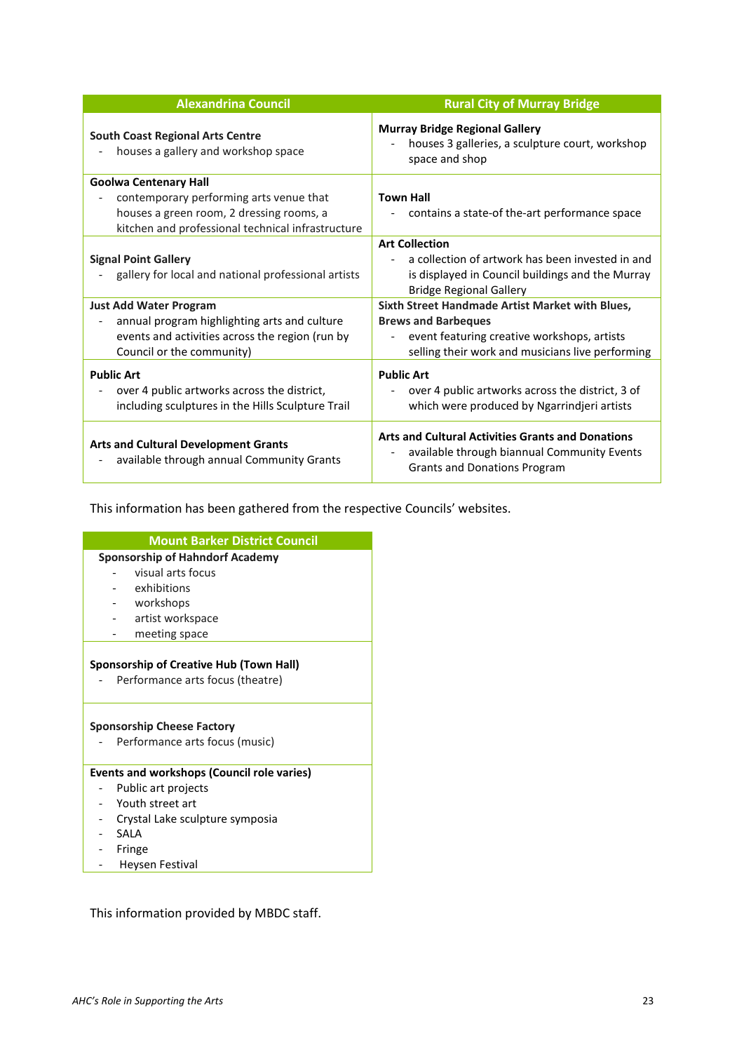| Alexandrina Council | Rural City of Murray Bridge |
|---|---|
| **South Coast Regional Arts Centre**<br>- houses a gallery and workshop space | **Murray Bridge Regional Gallery**<br>- houses 3 galleries, a sculpture court, workshop space and shop |
| **Goolwa Centenary Hall**<br>- contemporary performing arts venue that houses a green room, 2 dressing rooms, a kitchen and professional technical infrastructure | **Town Hall**<br>- contains a state-of-the-art performance space |
| **Signal Point Gallery**<br>- gallery for local and national professional artists | **Art Collection**<br>- a collection of artwork has been invested in and is displayed in Council buildings and the Murray Bridge Regional Gallery |
| **Just Add Water Program**<br>- annual program highlighting arts and culture events and activities across the region (run by Council or the community) | **Sixth Street Handmade Artist Market with Blues, Brews and Barbeques**<br>- event featuring creative workshops, artists selling their work and musicians live performing |
| **Public Art**<br>- over 4 public artworks across the district, including sculptures in the Hills Sculpture Trail | **Public Art**<br>- over 4 public artworks across the district, 3 of which were produced by Ngarrindjeri artists |
| **Arts and Cultural Development Grants**<br>- available through annual Community Grants | **Arts and Cultural Activities Grants and Donations**<br>- available through biannual Community Events Grants and Donations Program |

This information has been gathered from the respective Councils' websites.

| Mount Barker District Council |
|---|
| **Sponsorship of Hahndorf Academy**<br>- visual arts focus<br>- exhibitions<br>- workshops<br>- artist workspace<br>- meeting space |
| **Sponsorship of Creative Hub (Town Hall)**<br>- Performance arts focus (theatre) |
| **Sponsorship Cheese Factory**<br>- Performance arts focus (music) |
| **Events and workshops (Council role varies)**<br>- Public art projects<br>- Youth street art<br>- Crystal Lake sculpture symposia<br>- SALA<br>- Fringe<br>- Heysen Festival |

This information provided by MBDC staff.